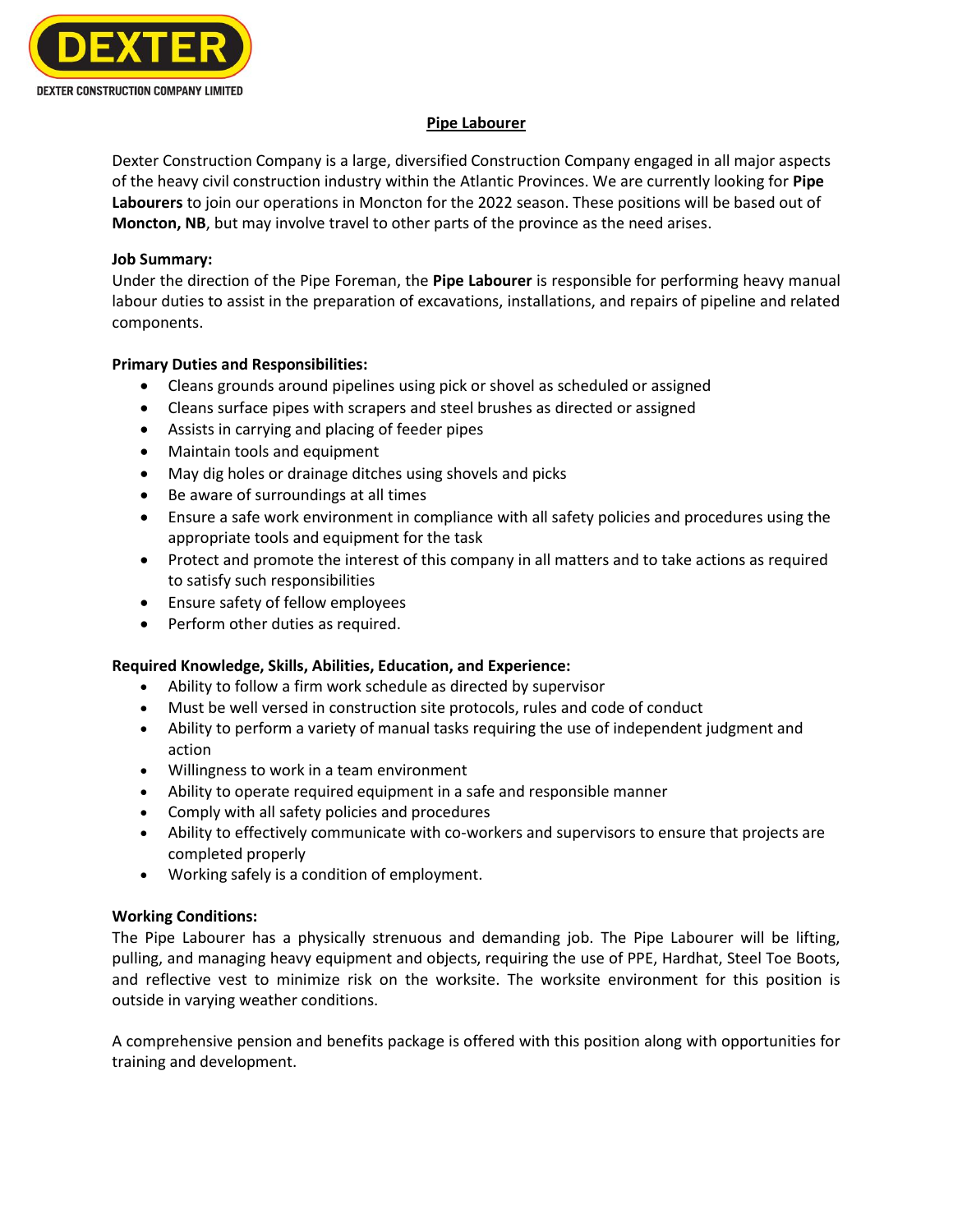DEXTER

DEXTER CONSTRUCTION COMPANY LIMITED

# Pipe Labourer

Dexter Construction Company is a large, diversified Construction Company engaged in all major aspects of the heavy civil construction industry within the Atlantic Provinces. We are currently looking for **Pipe Labourers** to join our operations in Moncton for the 2022 season. These positions will be based out of **Moncton, NB**, but may involve travel to other parts of the province as the need arises.

**Job Summary:**
Under the direction of the Pipe Foreman, the **Pipe Labourer** is responsible for performing heavy manual labour duties to assist in the preparation of excavations, installations, and repairs of pipeline and related components.

**Primary Duties and Responsibilities:**

- Cleans grounds around pipelines using pick or shovel as scheduled or assigned
- Cleans surface pipes with scrapers and steel brushes as directed or assigned
- Assists in carrying and placing of feeder pipes
- Maintain tools and equipment
- May dig holes or drainage ditches using shovels and picks
- Be aware of surroundings at all times
- Ensure a safe work environment in compliance with all safety policies and procedures using the appropriate tools and equipment for the task
- Protect and promote the interest of this company in all matters and to take actions as required to satisfy such responsibilities
- Ensure safety of fellow employees
- Perform other duties as required.

**Required Knowledge, Skills, Abilities, Education, and Experience:**

- Ability to follow a firm work schedule as directed by supervisor
- Must be well versed in construction site protocols, rules and code of conduct
- Ability to perform a variety of manual tasks requiring the use of independent judgment and action
- Willingness to work in a team environment
- Ability to operate required equipment in a safe and responsible manner
- Comply with all safety policies and procedures
- Ability to effectively communicate with co-workers and supervisors to ensure that projects are completed properly
- Working safely is a condition of employment.

**Working Conditions:**
The Pipe Labourer has a physically strenuous and demanding job. The Pipe Labourer will be lifting, pulling, and managing heavy equipment and objects, requiring the use of PPE, Hardhat, Steel Toe Boots, and reflective vest to minimize risk on the worksite. The worksite environment for this position is outside in varying weather conditions.

A comprehensive pension and benefits package is offered with this position along with opportunities for training and development.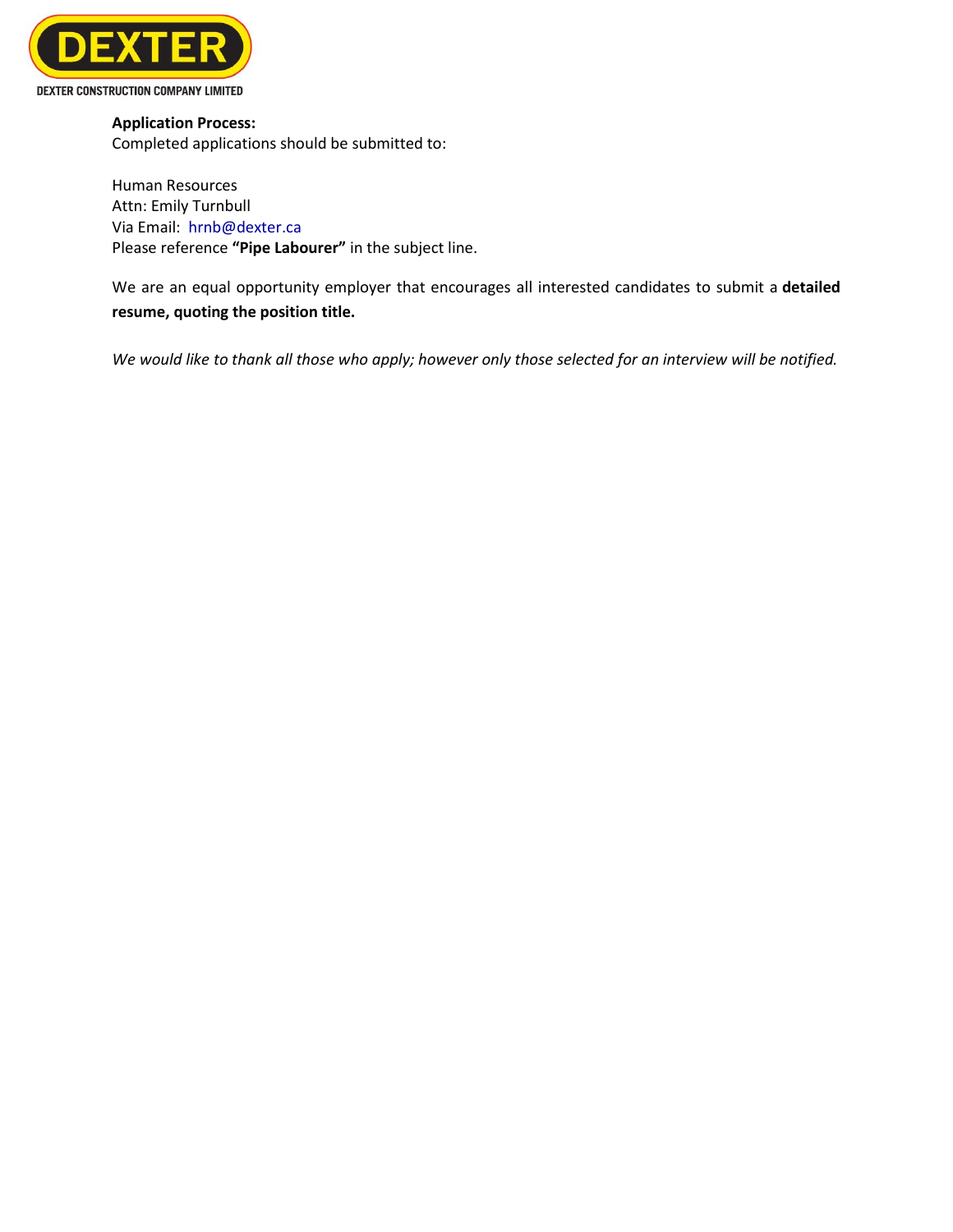**Application Process:**
Completed applications should be submitted to:

Human Resources
Attn: Emily Turnbull
Via Email: hrnb@dexter.ca
Please reference **"Pipe Labourer"** in the subject line.

We are an equal opportunity employer that encourages all interested candidates to submit a **detailed resume, quoting the position title.**

*We would like to thank all those who apply; however only those selected for an interview will be notified.*